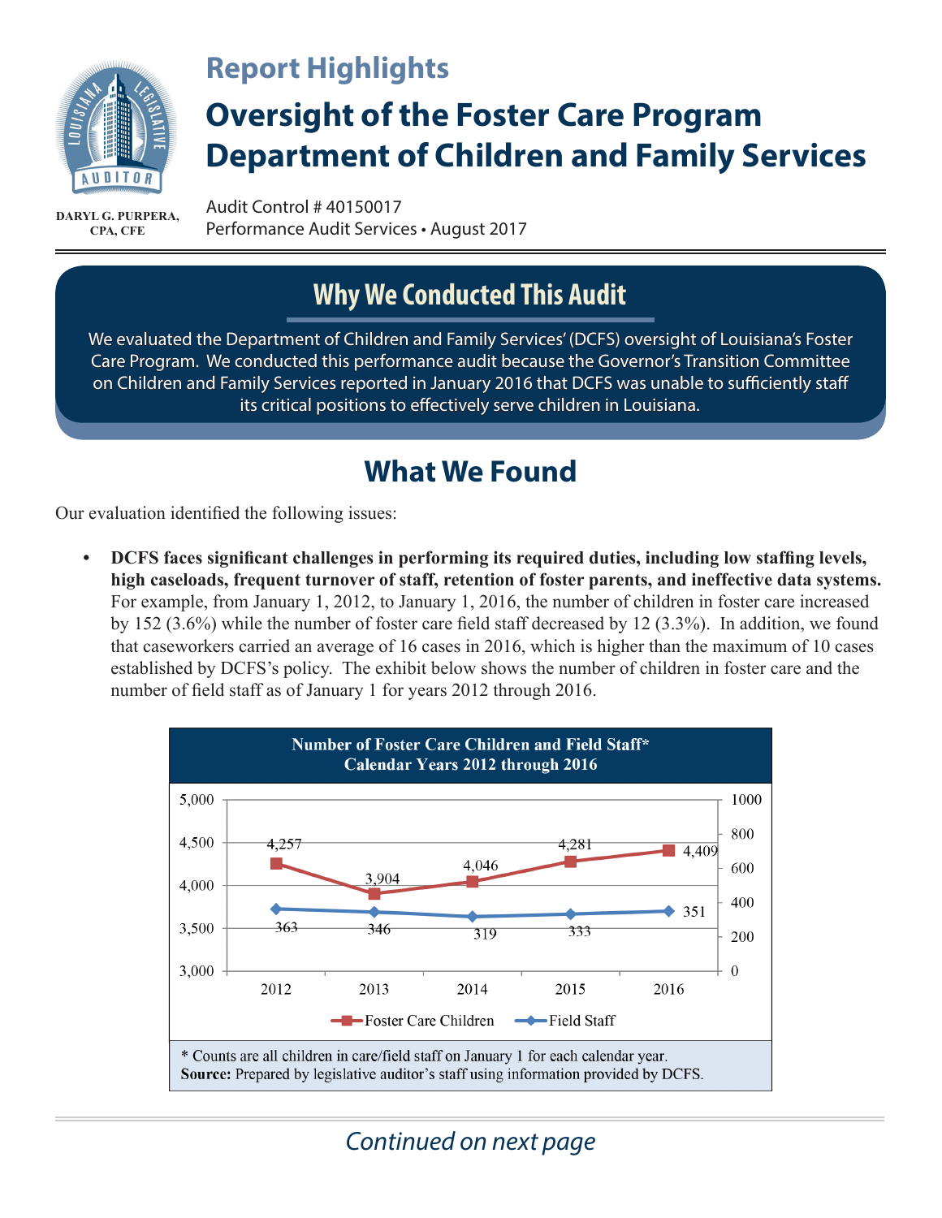DARYL G. PURPERA, CPA, CFE

## Report Highlights

# Oversight of the Foster Care Program Department of Children and Family Services

Audit Control # 40150017
Performance Audit Services • August 2017

## Why We Conducted This Audit

We evaluated the Department of Children and Family Services' (DCFS) oversight of Louisiana's Foster Care Program. We conducted this performance audit because the Governor's Transition Committee on Children and Family Services reported in January 2016 that DCFS was unable to sufficiently staff its critical positions to effectively serve children in Louisiana.

## What We Found

Our evaluation identified the following issues:

- **DCFS faces significant challenges in performing its required duties, including low staffing levels, high caseloads, frequent turnover of staff, retention of foster parents, and ineffective data systems.** For example, from January 1, 2012, to January 1, 2016, the number of children in foster care increased by 152 (3.6%) while the number of foster care field staff decreased by 12 (3.3%). In addition, we found that caseworkers carried an average of 16 cases in 2016, which is higher than the maximum of 10 cases established by DCFS's policy. The exhibit below shows the number of children in foster care and the number of field staff as of January 1 for years 2012 through 2016.

**Number of Foster Care Children and Field Staff\***
**Calendar Years 2012 through 2016**

| Year | Foster Care Children | Field Staff |
|---|---|---|
| 2012 | 4,257 | 363 |
| 2013 | 3,904 | 346 |
| 2014 | 4,046 | 319 |
| 2015 | 4,281 | 333 |
| 2016 | 4,409 | 351 |

\* Counts are all children in care/field staff on January 1 for each calendar year.
**Source:** Prepared by legislative auditor's staff using information provided by DCFS.

*Continued on next page*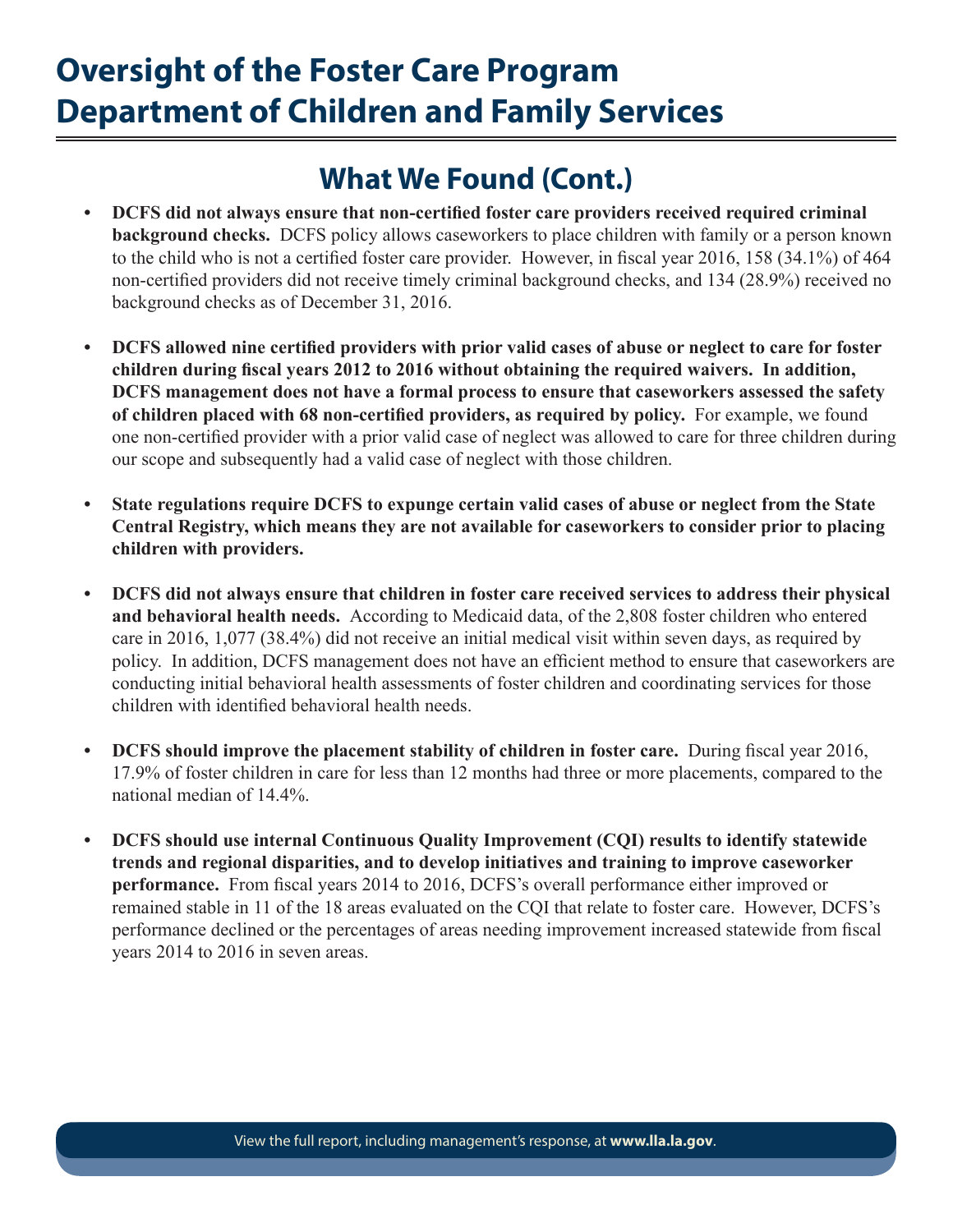# Oversight of the Foster Care Program
# Department of Children and Family Services

## What We Found (Cont.)

- **DCFS did not always ensure that non-certified foster care providers received required criminal background checks.** DCFS policy allows caseworkers to place children with family or a person known to the child who is not a certified foster care provider. However, in fiscal year 2016, 158 (34.1%) of 464 non-certified providers did not receive timely criminal background checks, and 134 (28.9%) received no background checks as of December 31, 2016.

- **DCFS allowed nine certified providers with prior valid cases of abuse or neglect to care for foster children during fiscal years 2012 to 2016 without obtaining the required waivers. In addition, DCFS management does not have a formal process to ensure that caseworkers assessed the safety of children placed with 68 non-certified providers, as required by policy.** For example, we found one non-certified provider with a prior valid case of neglect was allowed to care for three children during our scope and subsequently had a valid case of neglect with those children.

- **State regulations require DCFS to expunge certain valid cases of abuse or neglect from the State Central Registry, which means they are not available for caseworkers to consider prior to placing children with providers.**

- **DCFS did not always ensure that children in foster care received services to address their physical and behavioral health needs.** According to Medicaid data, of the 2,808 foster children who entered care in 2016, 1,077 (38.4%) did not receive an initial medical visit within seven days, as required by policy. In addition, DCFS management does not have an efficient method to ensure that caseworkers are conducting initial behavioral health assessments of foster children and coordinating services for those children with identified behavioral health needs.

- **DCFS should improve the placement stability of children in foster care.** During fiscal year 2016, 17.9% of foster children in care for less than 12 months had three or more placements, compared to the national median of 14.4%.

- **DCFS should use internal Continuous Quality Improvement (CQI) results to identify statewide trends and regional disparities, and to develop initiatives and training to improve caseworker performance.** From fiscal years 2014 to 2016, DCFS's overall performance either improved or remained stable in 11 of the 18 areas evaluated on the CQI that relate to foster care. However, DCFS's performance declined or the percentages of areas needing improvement increased statewide from fiscal years 2014 to 2016 in seven areas.

View the full report, including management's response, at **www.lla.la.gov**.